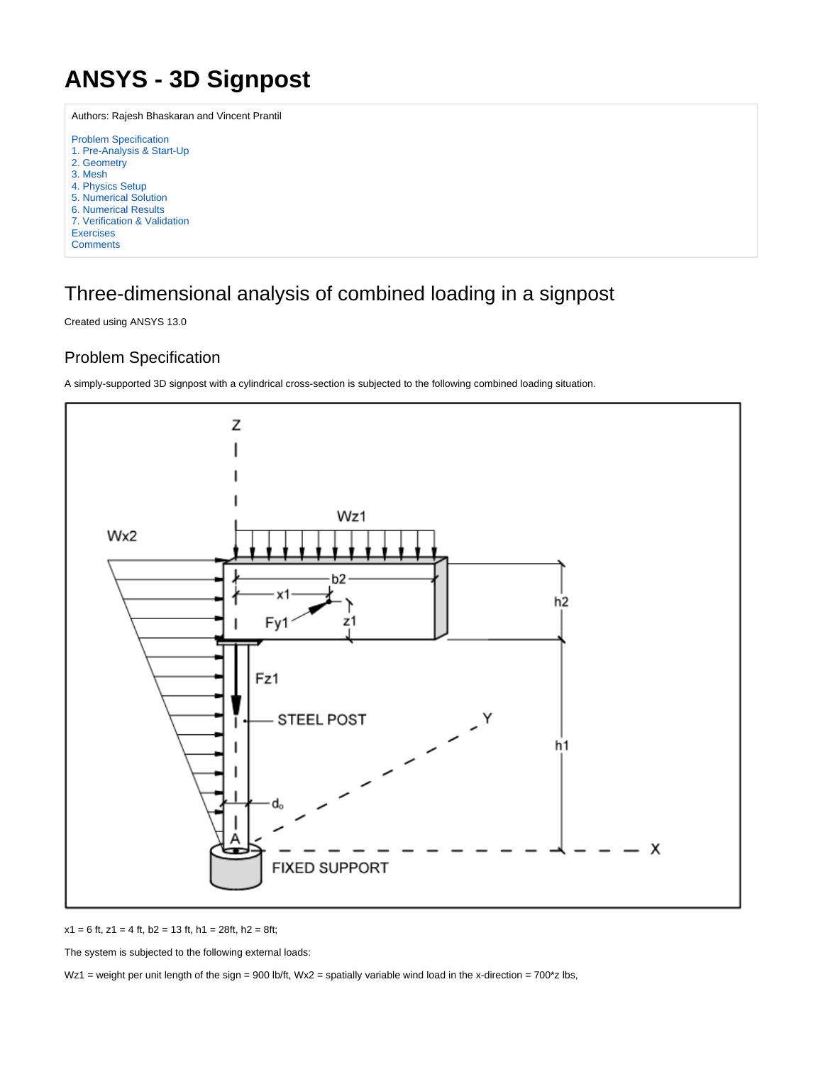# ANSYS - 3D Signpost

Authors: Rajesh Bhaskaran and Vincent Prantil

Problem Specification
1. Pre-Analysis & Start-Up
2. Geometry
3. Mesh
4. Physics Setup
5. Numerical Solution
6. Numerical Results
7. Verification & Validation
Exercises
Comments

## Three-dimensional analysis of combined loading in a signpost

Created using ANSYS 13.0

### Problem Specification

A simply-supported 3D signpost with a cylindrical cross-section is subjected to the following combined loading situation.

x1 = 6 ft, z1 = 4 ft, b2 = 13 ft, h1 = 28ft, h2 = 8ft;

The system is subjected to the following external loads:

Wz1 = weight per unit length of the sign = 900 lb/ft, Wx2 = spatially variable wind load in the x-direction = 700*z lbs,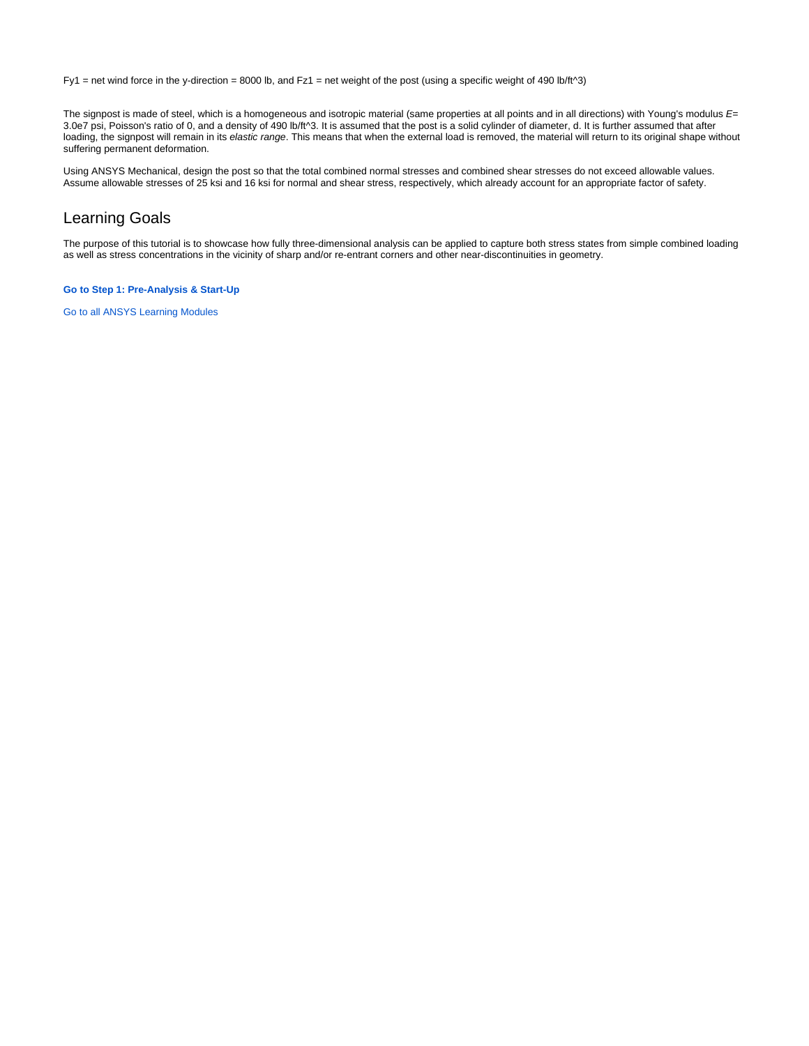$F_{y1}$ = net wind force in the y-direction = 8000 lb, and $F_{z1}$ = net weight of the post (using a specific weight of 490 $lb/ft^3$)

The signpost is made of steel, which is a homogeneous and isotropic material (same properties at all points and in all directions) with Young's modulus *E*= 3.0e7 psi, Poisson's ratio of 0, and a density of 490 $lb/ft^3$. It is assumed that the post is a solid cylinder of diameter, d. It is further assumed that after loading, the signpost will remain in its *elastic range*. This means that when the external load is removed, the material will return to its original shape without suffering permanent deformation.

Using ANSYS Mechanical, design the post so that the total combined normal stresses and combined shear stresses do not exceed allowable values. Assume allowable stresses of 25 ksi and 16 ksi for normal and shear stress, respectively, which already account for an appropriate factor of safety.

## Learning Goals

The purpose of this tutorial is to showcase how fully three-dimensional analysis can be applied to capture both stress states from simple combined loading as well as stress concentrations in the vicinity of sharp and/or re-entrant corners and other near-discontinuities in geometry.

**Go to Step 1: Pre-Analysis & Start-Up**

Go to all ANSYS Learning Modules